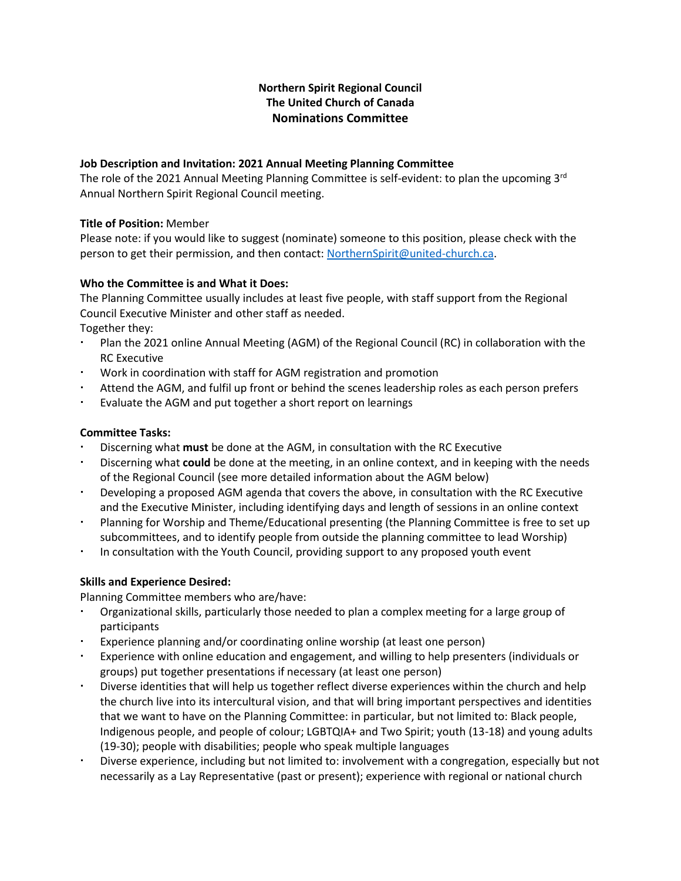**Northern Spirit Regional Council**
**The United Church of Canada**
**Nominations Committee**

**Job Description and Invitation: 2021 Annual Meeting Planning Committee**

The role of the 2021 Annual Meeting Planning Committee is self-evident: to plan the upcoming 3rd Annual Northern Spirit Regional Council meeting.

**Title of Position:** Member

Please note: if you would like to suggest (nominate) someone to this position, please check with the person to get their permission, and then contact: NorthernSpirit@united-church.ca.

**Who the Committee is and What it Does:**

The Planning Committee usually includes at least five people, with staff support from the Regional Council Executive Minister and other staff as needed.

Together they:

- Plan the 2021 online Annual Meeting (AGM) of the Regional Council (RC) in collaboration with the RC Executive
- Work in coordination with staff for AGM registration and promotion
- Attend the AGM, and fulfil up front or behind the scenes leadership roles as each person prefers
- Evaluate the AGM and put together a short report on learnings

**Committee Tasks:**

- Discerning what **must** be done at the AGM, in consultation with the RC Executive
- Discerning what **could** be done at the meeting, in an online context, and in keeping with the needs of the Regional Council (see more detailed information about the AGM below)
- Developing a proposed AGM agenda that covers the above, in consultation with the RC Executive and the Executive Minister, including identifying days and length of sessions in an online context
- Planning for Worship and Theme/Educational presenting (the Planning Committee is free to set up subcommittees, and to identify people from outside the planning committee to lead Worship)
- In consultation with the Youth Council, providing support to any proposed youth event

**Skills and Experience Desired:**

Planning Committee members who are/have:

- Organizational skills, particularly those needed to plan a complex meeting for a large group of participants
- Experience planning and/or coordinating online worship (at least one person)
- Experience with online education and engagement, and willing to help presenters (individuals or groups) put together presentations if necessary (at least one person)
- Diverse identities that will help us together reflect diverse experiences within the church and help the church live into its intercultural vision, and that will bring important perspectives and identities that we want to have on the Planning Committee: in particular, but not limited to: Black people, Indigenous people, and people of colour; LGBTQIA+ and Two Spirit; youth (13-18) and young adults (19-30); people with disabilities; people who speak multiple languages
- Diverse experience, including but not limited to: involvement with a congregation, especially but not necessarily as a Lay Representative (past or present); experience with regional or national church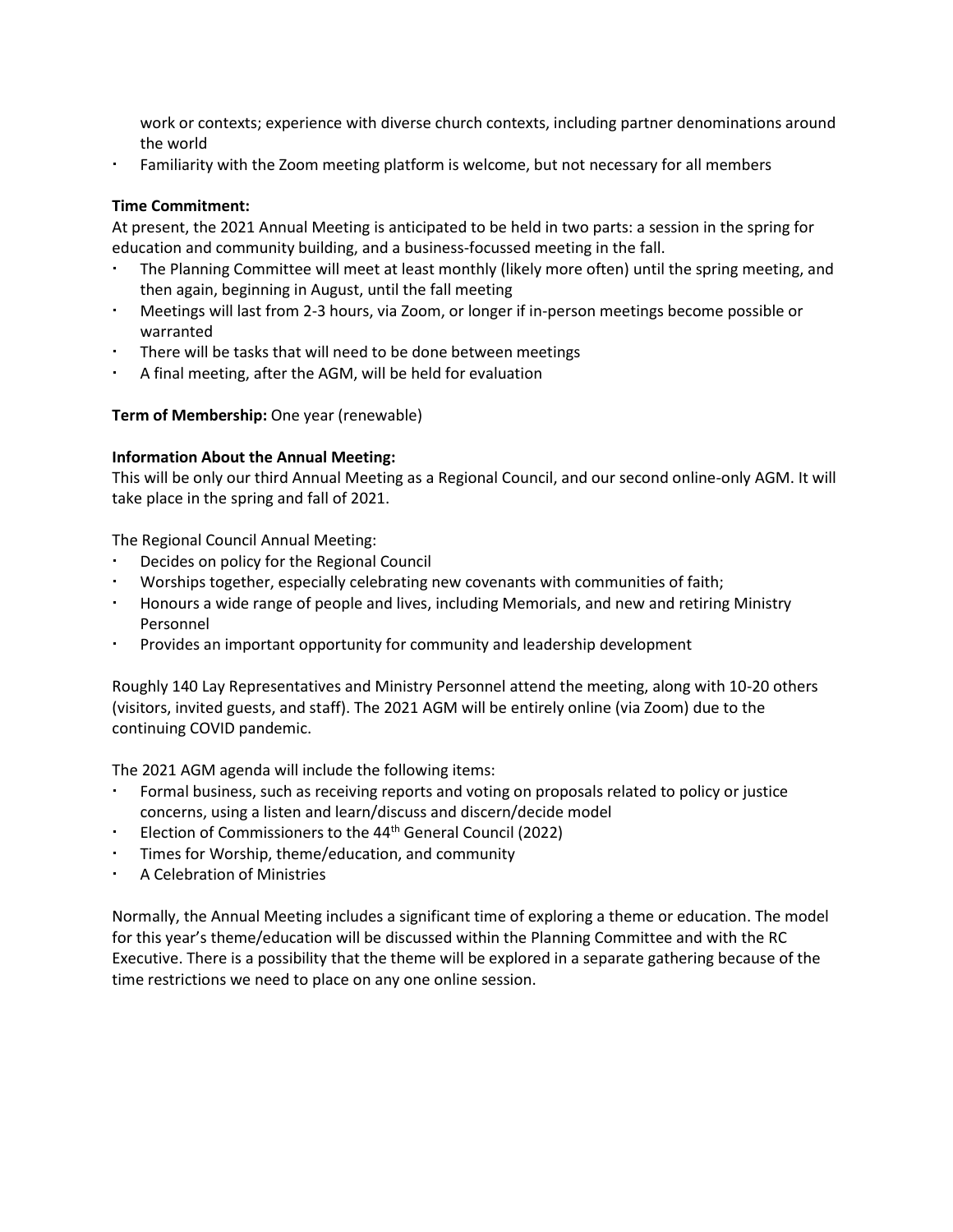work or contexts; experience with diverse church contexts, including partner denominations around the world

- Familiarity with the Zoom meeting platform is welcome, but not necessary for all members

**Time Commitment:**
At present, the 2021 Annual Meeting is anticipated to be held in two parts: a session in the spring for education and community building, and a business-focussed meeting in the fall.

- The Planning Committee will meet at least monthly (likely more often) until the spring meeting, and then again, beginning in August, until the fall meeting
- Meetings will last from 2-3 hours, via Zoom, or longer if in-person meetings become possible or warranted
- There will be tasks that will need to be done between meetings
- A final meeting, after the AGM, will be held for evaluation

**Term of Membership:** One year (renewable)

**Information About the Annual Meeting:**
This will be only our third Annual Meeting as a Regional Council, and our second online-only AGM. It will take place in the spring and fall of 2021.

The Regional Council Annual Meeting:

- Decides on policy for the Regional Council
- Worships together, especially celebrating new covenants with communities of faith;
- Honours a wide range of people and lives, including Memorials, and new and retiring Ministry Personnel
- Provides an important opportunity for community and leadership development

Roughly 140 Lay Representatives and Ministry Personnel attend the meeting, along with 10-20 others (visitors, invited guests, and staff). The 2021 AGM will be entirely online (via Zoom) due to the continuing COVID pandemic.

The 2021 AGM agenda will include the following items:

- Formal business, such as receiving reports and voting on proposals related to policy or justice concerns, using a listen and learn/discuss and discern/decide model
- Election of Commissioners to the 44th General Council (2022)
- Times for Worship, theme/education, and community
- A Celebration of Ministries

Normally, the Annual Meeting includes a significant time of exploring a theme or education. The model for this year's theme/education will be discussed within the Planning Committee and with the RC Executive. There is a possibility that the theme will be explored in a separate gathering because of the time restrictions we need to place on any one online session.